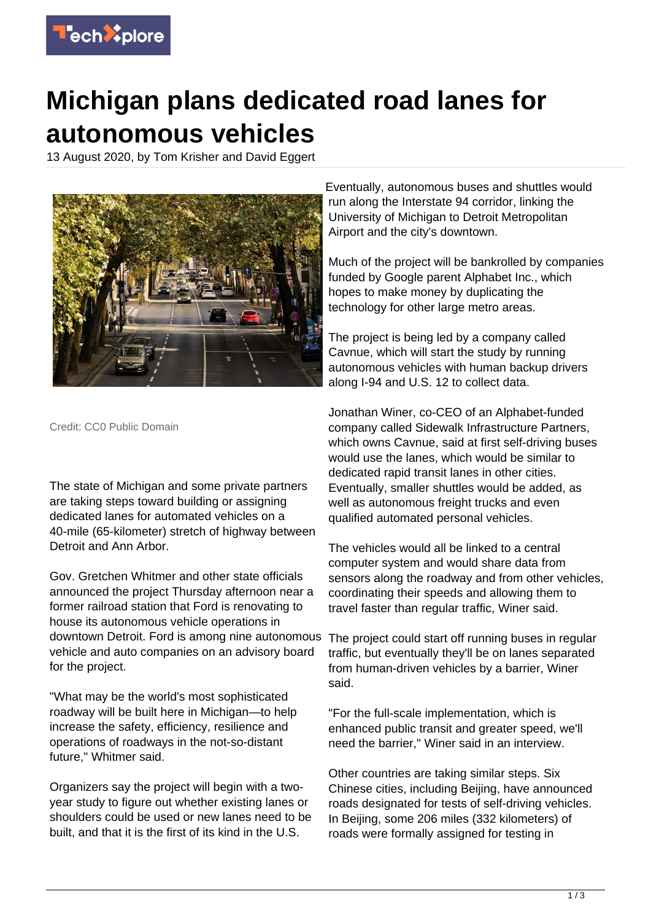# Michigan plans dedicated road lanes for autonomous vehicles

13 August 2020, by Tom Krisher and David Eggert

Credit: CC0 Public Domain

The state of Michigan and some private partners are taking steps toward building or assigning dedicated lanes for automated vehicles on a 40-mile (65-kilometer) stretch of highway between Detroit and Ann Arbor.

Gov. Gretchen Whitmer and other state officials announced the project Thursday afternoon near a former railroad station that Ford is renovating to house its autonomous vehicle operations in downtown Detroit. Ford is among nine autonomous vehicle and auto companies on an advisory board for the project.

"What may be the world's most sophisticated roadway will be built here in Michigan—to help increase the safety, efficiency, resilience and operations of roadways in the not-so-distant future," Whitmer said.

Organizers say the project will begin with a two-year study to figure out whether existing lanes or shoulders could be used or new lanes need to be built, and that it is the first of its kind in the U.S.

Eventually, autonomous buses and shuttles would run along the Interstate 94 corridor, linking the University of Michigan to Detroit Metropolitan Airport and the city's downtown.

Much of the project will be bankrolled by companies funded by Google parent Alphabet Inc., which hopes to make money by duplicating the technology for other large metro areas.

The project is being led by a company called Cavnue, which will start the study by running autonomous vehicles with human backup drivers along I-94 and U.S. 12 to collect data.

Jonathan Winer, co-CEO of an Alphabet-funded company called Sidewalk Infrastructure Partners, which owns Cavnue, said at first self-driving buses would use the lanes, which would be similar to dedicated rapid transit lanes in other cities. Eventually, smaller shuttles would be added, as well as autonomous freight trucks and even qualified automated personal vehicles.

The vehicles would all be linked to a central computer system and would share data from sensors along the roadway and from other vehicles, coordinating their speeds and allowing them to travel faster than regular traffic, Winer said.

The project could start off running buses in regular traffic, but eventually they'll be on lanes separated from human-driven vehicles by a barrier, Winer said.

"For the full-scale implementation, which is enhanced public transit and greater speed, we'll need the barrier," Winer said in an interview.

Other countries are taking similar steps. Six Chinese cities, including Beijing, have announced roads designated for tests of self-driving vehicles. In Beijing, some 206 miles (332 kilometers) of roads were formally assigned for testing in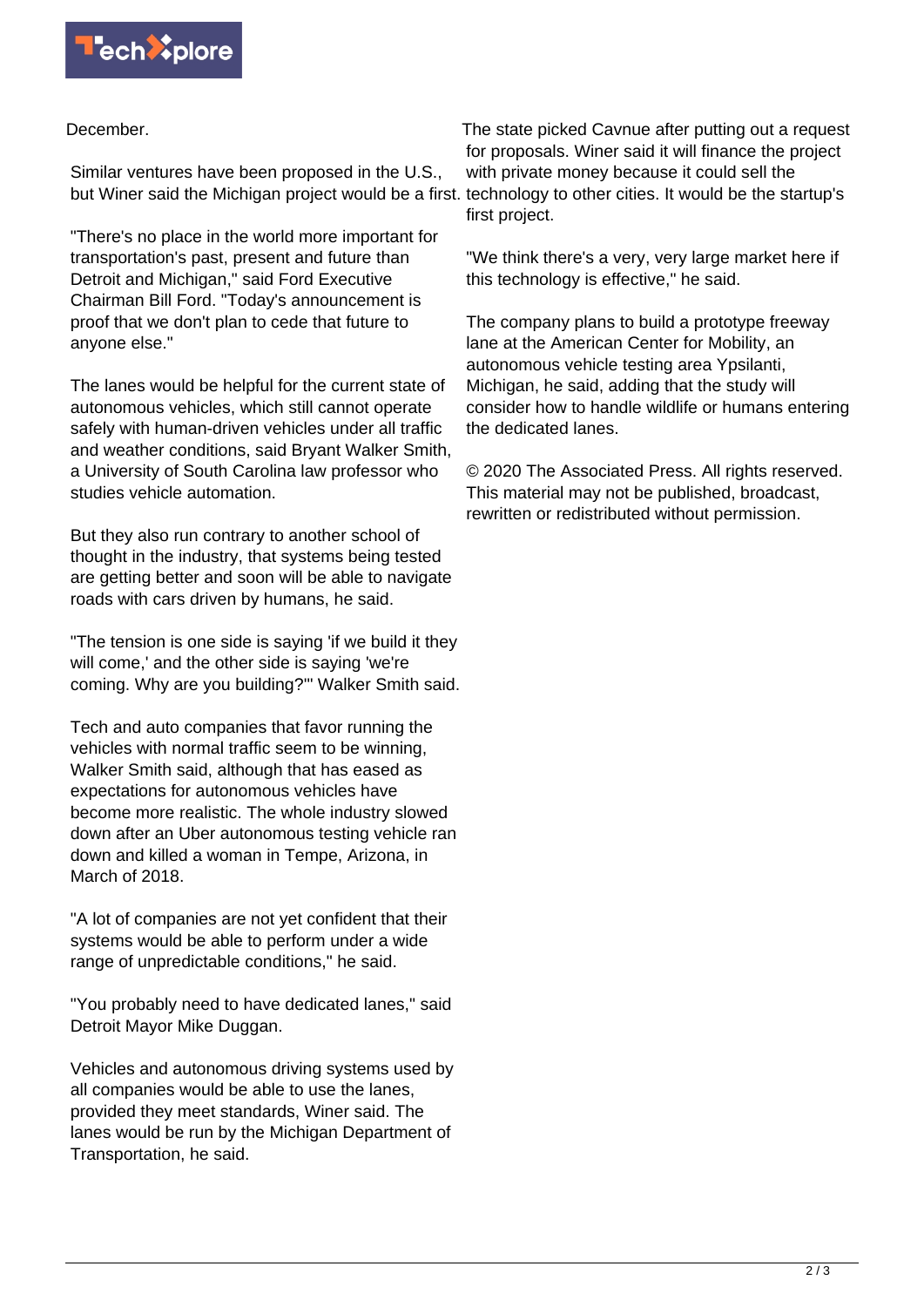December.

Similar ventures have been proposed in the U.S., but Winer said the Michigan project would be a first.

"There's no place in the world more important for transportation's past, present and future than Detroit and Michigan," said Ford Executive Chairman Bill Ford. "Today's announcement is proof that we don't plan to cede that future to anyone else."

The lanes would be helpful for the current state of autonomous vehicles, which still cannot operate safely with human-driven vehicles under all traffic and weather conditions, said Bryant Walker Smith, a University of South Carolina law professor who studies vehicle automation.

But they also run contrary to another school of thought in the industry, that systems being tested are getting better and soon will be able to navigate roads with cars driven by humans, he said.

"The tension is one side is saying 'if we build it they will come,' and the other side is saying 'we're coming. Why are you building?'" Walker Smith said.

Tech and auto companies that favor running the vehicles with normal traffic seem to be winning, Walker Smith said, although that has eased as expectations for autonomous vehicles have become more realistic. The whole industry slowed down after an Uber autonomous testing vehicle ran down and killed a woman in Tempe, Arizona, in March of 2018.

"A lot of companies are not yet confident that their systems would be able to perform under a wide range of unpredictable conditions," he said.

"You probably need to have dedicated lanes," said Detroit Mayor Mike Duggan.

Vehicles and autonomous driving systems used by all companies would be able to use the lanes, provided they meet standards, Winer said. The lanes would be run by the Michigan Department of Transportation, he said.

The state picked Cavnue after putting out a request for proposals. Winer said it will finance the project with private money because it could sell the technology to other cities. It would be the startup's first project.

"We think there's a very, very large market here if this technology is effective," he said.

The company plans to build a prototype freeway lane at the American Center for Mobility, an autonomous vehicle testing area Ypsilanti, Michigan, he said, adding that the study will consider how to handle wildlife or humans entering the dedicated lanes.

© 2020 The Associated Press. All rights reserved. This material may not be published, broadcast, rewritten or redistributed without permission.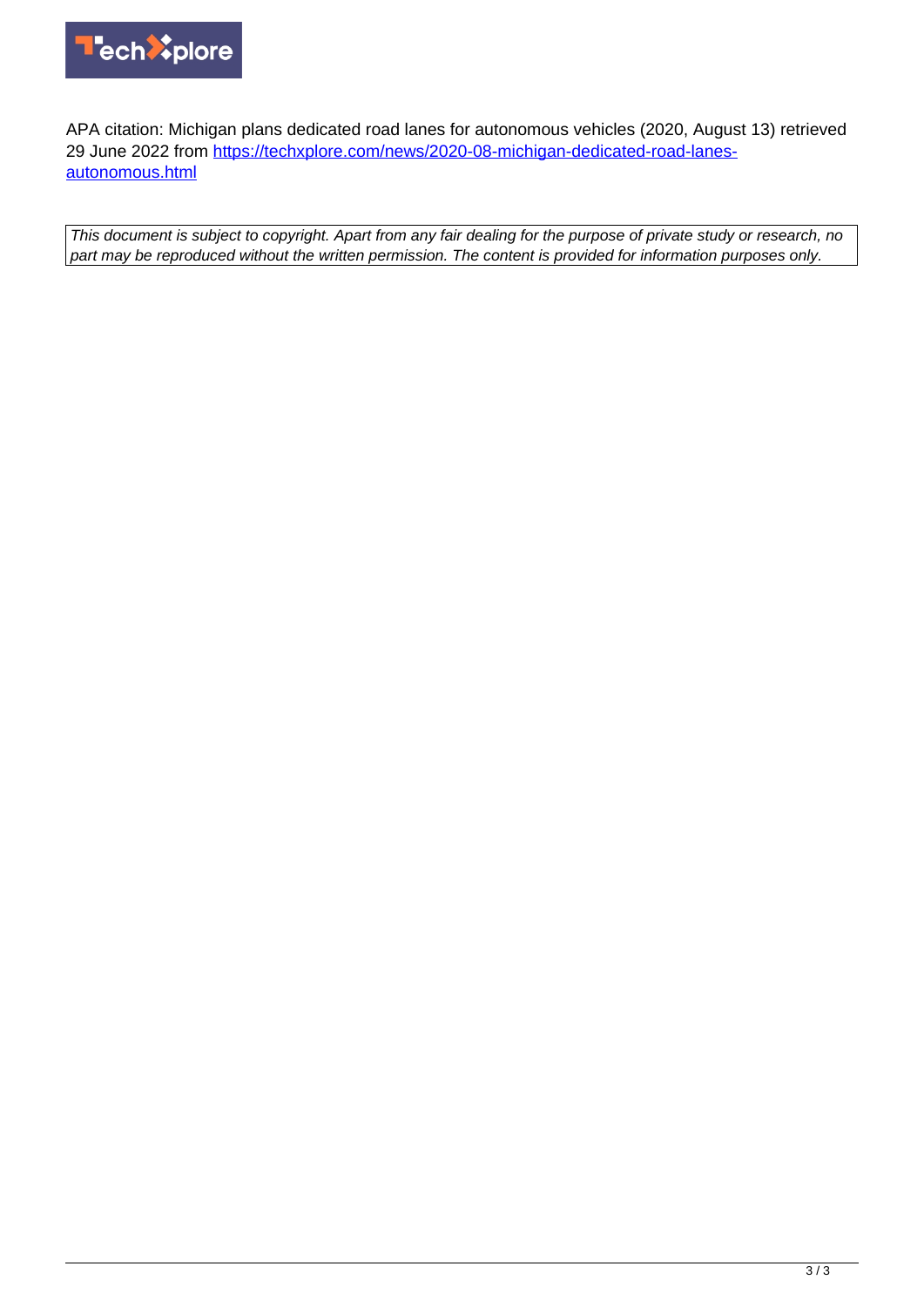APA citation: Michigan plans dedicated road lanes for autonomous vehicles (2020, August 13) retrieved 29 June 2022 from https://techxplore.com/news/2020-08-michigan-dedicated-road-lanes-autonomous.html

*This document is subject to copyright. Apart from any fair dealing for the purpose of private study or research, no part may be reproduced without the written permission. The content is provided for information purposes only.*